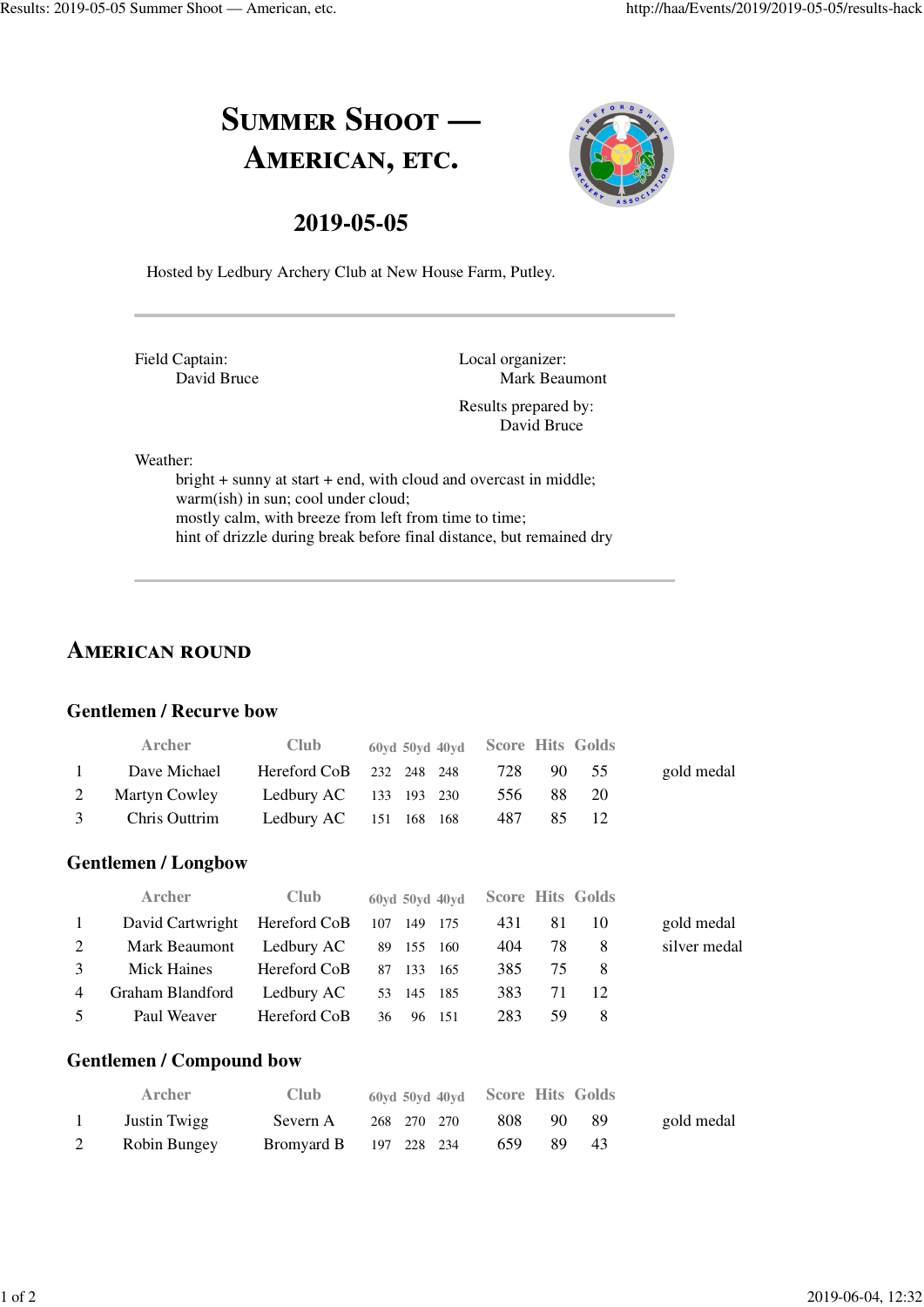# Summer Shoot — American, etc.

## 2019-05-05

Hosted by Ledbury Archery Club at New House Farm, Putley.

---

Field Captain:
David Bruce

Local organizer:
Mark Beaumont

Results prepared by:
David Bruce

Weather:
bright + sunny at start + end, with cloud and overcast in middle;
warm(ish) in sun; cool under cloud;
mostly calm, with breeze from left from time to time;
hint of drizzle during break before final distance, but remained dry

---

## American round

### Gentlemen / Recurve bow

| | Archer | Club | 60yd | 50yd | 40yd | Score | Hits | Golds | |
|---|---|---|---|---|---|---|---|---|---|
| 1 | Dave Michael | Hereford CoB | 232 | 248 | 248 | 728 | 90 | 55 | gold medal |
| 2 | Martyn Cowley | Ledbury AC | 133 | 193 | 230 | 556 | 88 | 20 | |
| 3 | Chris Outtrim | Ledbury AC | 151 | 168 | 168 | 487 | 85 | 12 | |

### Gentlemen / Longbow

| | Archer | Club | 60yd | 50yd | 40yd | Score | Hits | Golds | |
|---|---|---|---|---|---|---|---|---|---|
| 1 | David Cartwright | Hereford CoB | 107 | 149 | 175 | 431 | 81 | 10 | gold medal |
| 2 | Mark Beaumont | Ledbury AC | 89 | 155 | 160 | 404 | 78 | 8 | silver medal |
| 3 | Mick Haines | Hereford CoB | 87 | 133 | 165 | 385 | 75 | 8 | |
| 4 | Graham Blandford | Ledbury AC | 53 | 145 | 185 | 383 | 71 | 12 | |
| 5 | Paul Weaver | Hereford CoB | 36 | 96 | 151 | 283 | 59 | 8 | |

### Gentlemen / Compound bow

| | Archer | Club | 60yd | 50yd | 40yd | Score | Hits | Golds | |
|---|---|---|---|---|---|---|---|---|---|
| 1 | Justin Twigg | Severn A | 268 | 270 | 270 | 808 | 90 | 89 | gold medal |
| 2 | Robin Bungey | Bromyard B | 197 | 228 | 234 | 659 | 89 | 43 | |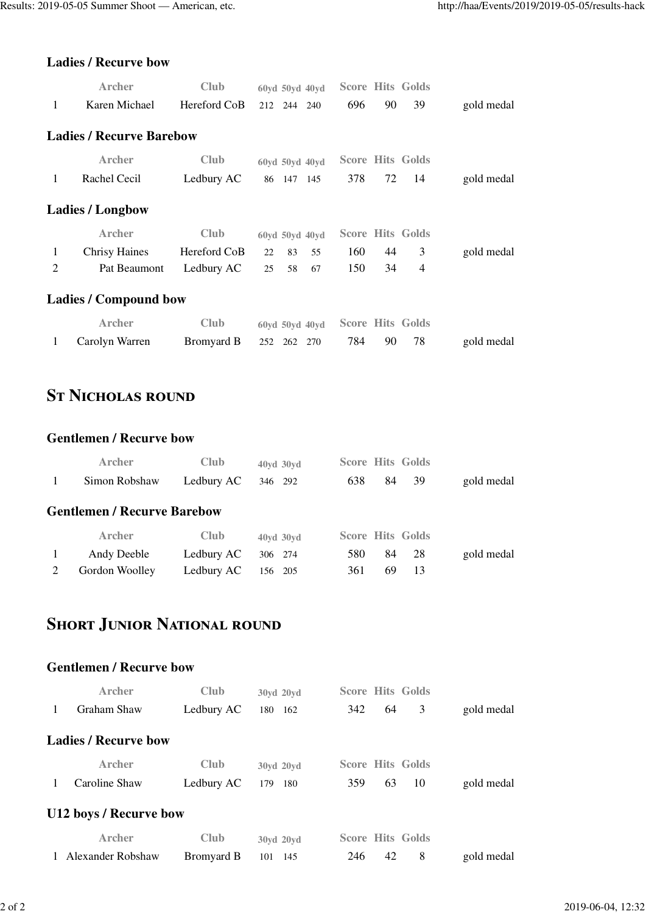### Ladies / Recurve bow

| | Archer | Club | 60yd | 50yd | 40yd | Score | Hits | Golds | |
|---|---|---|---|---|---|---|---|---|---|
| 1 | Karen Michael | Hereford CoB | 212 | 244 | 240 | 696 | 90 | 39 | gold medal |

### Ladies / Recurve Barebow

| | Archer | Club | 60yd | 50yd | 40yd | Score | Hits | Golds | |
|---|---|---|---|---|---|---|---|---|---|
| 1 | Rachel Cecil | Ledbury AC | 86 | 147 | 145 | 378 | 72 | 14 | gold medal |

### Ladies / Longbow

| | Archer | Club | 60yd | 50yd | 40yd | Score | Hits | Golds | |
|---|---|---|---|---|---|---|---|---|---|
| 1 | Chrisy Haines | Hereford CoB | 22 | 83 | 55 | 160 | 44 | 3 | gold medal |
| 2 | Pat Beaumont | Ledbury AC | 25 | 58 | 67 | 150 | 34 | 4 | |

### Ladies / Compound bow

| | Archer | Club | 60yd | 50yd | 40yd | Score | Hits | Golds | |
|---|---|---|---|---|---|---|---|---|---|
| 1 | Carolyn Warren | Bromyard B | 252 | 262 | 270 | 784 | 90 | 78 | gold medal |

## St Nicholas round

### Gentlemen / Recurve bow

| | Archer | Club | 40yd | 30yd | Score | Hits | Golds | |
|---|---|---|---|---|---|---|---|---|
| 1 | Simon Robshaw | Ledbury AC | 346 | 292 | 638 | 84 | 39 | gold medal |

### Gentlemen / Recurve Barebow

| | Archer | Club | 40yd | 30yd | Score | Hits | Golds | |
|---|---|---|---|---|---|---|---|---|
| 1 | Andy Deeble | Ledbury AC | 306 | 274 | 580 | 84 | 28 | gold medal |
| 2 | Gordon Woolley | Ledbury AC | 156 | 205 | 361 | 69 | 13 | |

## Short Junior National round

### Gentlemen / Recurve bow

| | Archer | Club | 30yd | 20yd | Score | Hits | Golds | |
|---|---|---|---|---|---|---|---|---|
| 1 | Graham Shaw | Ledbury AC | 180 | 162 | 342 | 64 | 3 | gold medal |

### Ladies / Recurve bow

| | Archer | Club | 30yd | 20yd | Score | Hits | Golds | |
|---|---|---|---|---|---|---|---|---|
| 1 | Caroline Shaw | Ledbury AC | 179 | 180 | 359 | 63 | 10 | gold medal |

### U12 boys / Recurve bow

| | Archer | Club | 30yd | 20yd | Score | Hits | Golds | |
|---|---|---|---|---|---|---|---|---|
| 1 | Alexander Robshaw | Bromyard B | 101 | 145 | 246 | 42 | 8 | gold medal |